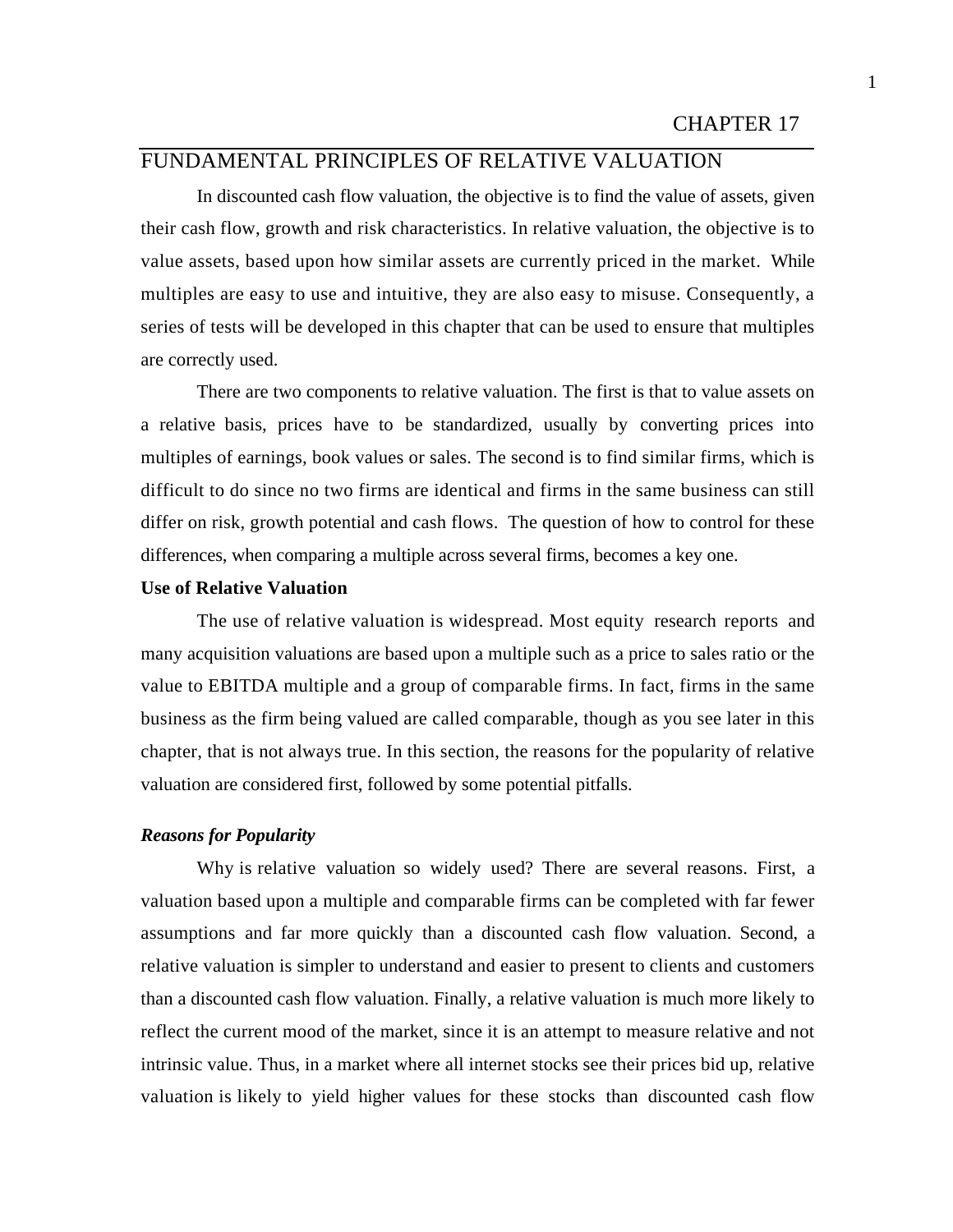# CHAPTER 17

## FUNDAMENTAL PRINCIPLES OF RELATIVE VALUATION

In discounted cash flow valuation, the objective is to find the value of assets, given their cash flow, growth and risk characteristics. In relative valuation, the objective is to value assets, based upon how similar assets are currently priced in the market. While multiples are easy to use and intuitive, they are also easy to misuse. Consequently, a series of tests will be developed in this chapter that can be used to ensure that multiples are correctly used.

There are two components to relative valuation. The first is that to value assets on a relative basis, prices have to be standardized, usually by converting prices into multiples of earnings, book values or sales. The second is to find similar firms, which is difficult to do since no two firms are identical and firms in the same business can still differ on risk, growth potential and cash flows. The question of how to control for these differences, when comparing a multiple across several firms, becomes a key one.

### Use of Relative Valuation

The use of relative valuation is widespread. Most equity research reports and many acquisition valuations are based upon a multiple such as a price to sales ratio or the value to EBITDA multiple and a group of comparable firms. In fact, firms in the same business as the firm being valued are called comparable, though as you see later in this chapter, that is not always true. In this section, the reasons for the popularity of relative valuation are considered first, followed by some potential pitfalls.

#### *Reasons for Popularity*

Why is relative valuation so widely used? There are several reasons. First, a valuation based upon a multiple and comparable firms can be completed with far fewer assumptions and far more quickly than a discounted cash flow valuation. Second, a relative valuation is simpler to understand and easier to present to clients and customers than a discounted cash flow valuation. Finally, a relative valuation is much more likely to reflect the current mood of the market, since it is an attempt to measure relative and not intrinsic value. Thus, in a market where all internet stocks see their prices bid up, relative valuation is likely to yield higher values for these stocks than discounted cash flow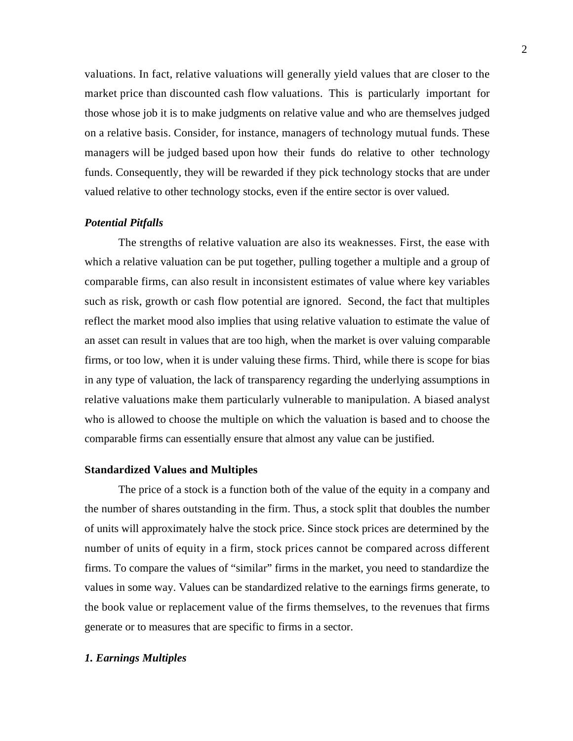valuations. In fact, relative valuations will generally yield values that are closer to the market price than discounted cash flow valuations. This is particularly important for those whose job it is to make judgments on relative value and who are themselves judged on a relative basis. Consider, for instance, managers of technology mutual funds. These managers will be judged based upon how their funds do relative to other technology funds. Consequently, they will be rewarded if they pick technology stocks that are under valued relative to other technology stocks, even if the entire sector is over valued.

### *Potential Pitfalls*

The strengths of relative valuation are also its weaknesses. First, the ease with which a relative valuation can be put together, pulling together a multiple and a group of comparable firms, can also result in inconsistent estimates of value where key variables such as risk, growth or cash flow potential are ignored. Second, the fact that multiples reflect the market mood also implies that using relative valuation to estimate the value of an asset can result in values that are too high, when the market is over valuing comparable firms, or too low, when it is under valuing these firms. Third, while there is scope for bias in any type of valuation, the lack of transparency regarding the underlying assumptions in relative valuations make them particularly vulnerable to manipulation. A biased analyst who is allowed to choose the multiple on which the valuation is based and to choose the comparable firms can essentially ensure that almost any value can be justified.

## Standardized Values and Multiples

The price of a stock is a function both of the value of the equity in a company and the number of shares outstanding in the firm. Thus, a stock split that doubles the number of units will approximately halve the stock price. Since stock prices are determined by the number of units of equity in a firm, stock prices cannot be compared across different firms. To compare the values of "similar" firms in the market, you need to standardize the values in some way. Values can be standardized relative to the earnings firms generate, to the book value or replacement value of the firms themselves, to the revenues that firms generate or to measures that are specific to firms in a sector.

### *1. Earnings Multiples*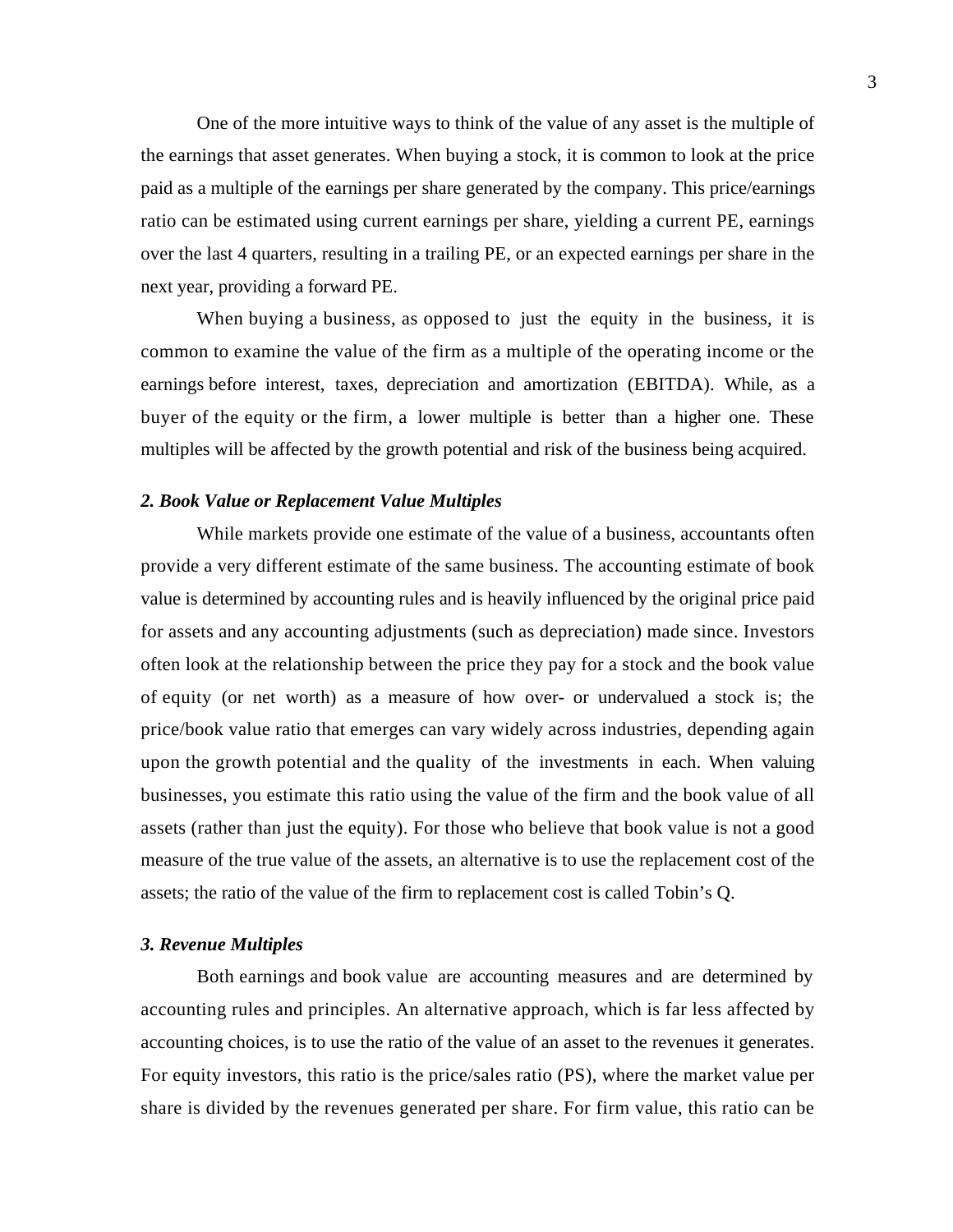One of the more intuitive ways to think of the value of any asset is the multiple of the earnings that asset generates. When buying a stock, it is common to look at the price paid as a multiple of the earnings per share generated by the company. This price/earnings ratio can be estimated using current earnings per share, yielding a current PE, earnings over the last 4 quarters, resulting in a trailing PE, or an expected earnings per share in the next year, providing a forward PE.

When buying a business, as opposed to just the equity in the business, it is common to examine the value of the firm as a multiple of the operating income or the earnings before interest, taxes, depreciation and amortization (EBITDA). While, as a buyer of the equity or the firm, a lower multiple is better than a higher one. These multiples will be affected by the growth potential and risk of the business being acquired.

### *2. Book Value or Replacement Value Multiples*

While markets provide one estimate of the value of a business, accountants often provide a very different estimate of the same business. The accounting estimate of book value is determined by accounting rules and is heavily influenced by the original price paid for assets and any accounting adjustments (such as depreciation) made since. Investors often look at the relationship between the price they pay for a stock and the book value of equity (or net worth) as a measure of how over- or undervalued a stock is; the price/book value ratio that emerges can vary widely across industries, depending again upon the growth potential and the quality of the investments in each. When valuing businesses, you estimate this ratio using the value of the firm and the book value of all assets (rather than just the equity). For those who believe that book value is not a good measure of the true value of the assets, an alternative is to use the replacement cost of the assets; the ratio of the value of the firm to replacement cost is called Tobin's Q.

### *3. Revenue Multiples*

Both earnings and book value are accounting measures and are determined by accounting rules and principles. An alternative approach, which is far less affected by accounting choices, is to use the ratio of the value of an asset to the revenues it generates. For equity investors, this ratio is the price/sales ratio (PS), where the market value per share is divided by the revenues generated per share. For firm value, this ratio can be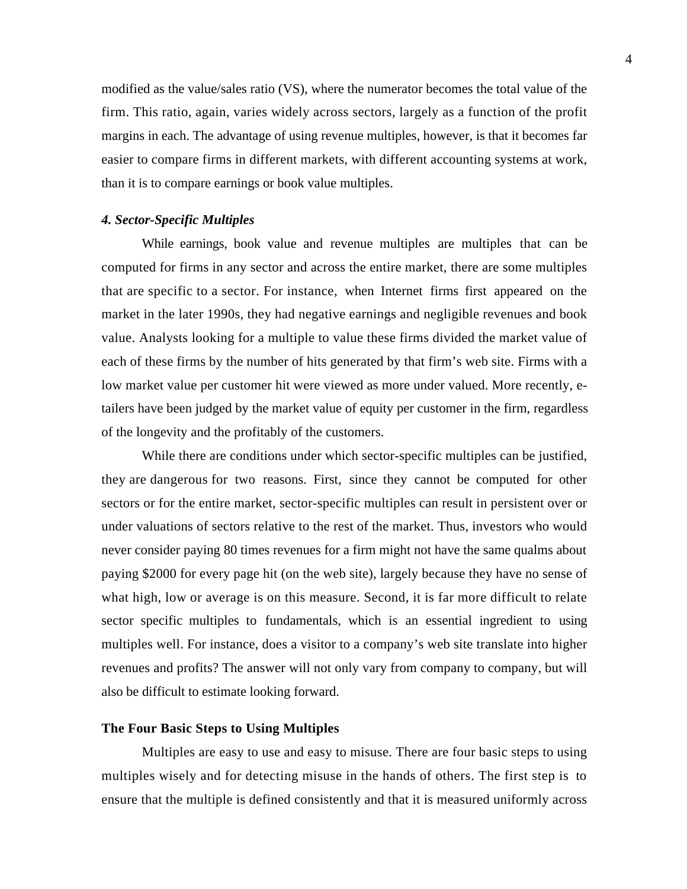modified as the value/sales ratio (VS), where the numerator becomes the total value of the firm. This ratio, again, varies widely across sectors, largely as a function of the profit margins in each. The advantage of using revenue multiples, however, is that it becomes far easier to compare firms in different markets, with different accounting systems at work, than it is to compare earnings or book value multiples.

#### *4. Sector-Specific Multiples*

While earnings, book value and revenue multiples are multiples that can be computed for firms in any sector and across the entire market, there are some multiples that are specific to a sector. For instance, when Internet firms first appeared on the market in the later 1990s, they had negative earnings and negligible revenues and book value. Analysts looking for a multiple to value these firms divided the market value of each of these firms by the number of hits generated by that firm's web site. Firms with a low market value per customer hit were viewed as more under valued. More recently, e-tailers have been judged by the market value of equity per customer in the firm, regardless of the longevity and the profitably of the customers.

While there are conditions under which sector-specific multiples can be justified, they are dangerous for two reasons. First, since they cannot be computed for other sectors or for the entire market, sector-specific multiples can result in persistent over or under valuations of sectors relative to the rest of the market. Thus, investors who would never consider paying 80 times revenues for a firm might not have the same qualms about paying $2000 for every page hit (on the web site), largely because they have no sense of what high, low or average is on this measure. Second, it is far more difficult to relate sector specific multiples to fundamentals, which is an essential ingredient to using multiples well. For instance, does a visitor to a company's web site translate into higher revenues and profits? The answer will not only vary from company to company, but will also be difficult to estimate looking forward.

### The Four Basic Steps to Using Multiples

Multiples are easy to use and easy to misuse. There are four basic steps to using multiples wisely and for detecting misuse in the hands of others. The first step is to ensure that the multiple is defined consistently and that it is measured uniformly across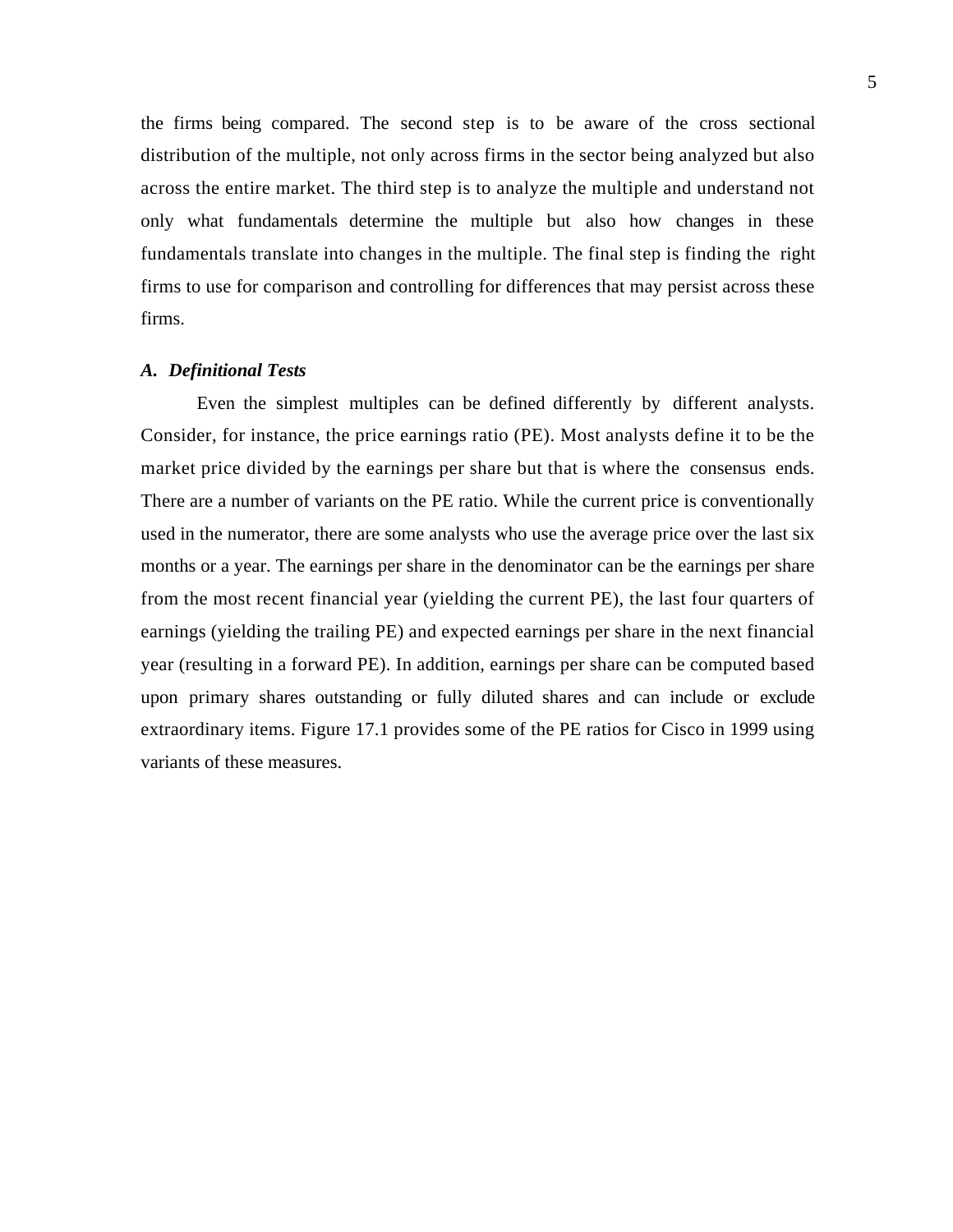the firms being compared. The second step is to be aware of the cross sectional distribution of the multiple, not only across firms in the sector being analyzed but also across the entire market. The third step is to analyze the multiple and understand not only what fundamentals determine the multiple but also how changes in these fundamentals translate into changes in the multiple. The final step is finding the right firms to use for comparison and controlling for differences that may persist across these firms.

### *A. Definitional Tests*

Even the simplest multiples can be defined differently by different analysts. Consider, for instance, the price earnings ratio (PE). Most analysts define it to be the market price divided by the earnings per share but that is where the consensus ends. There are a number of variants on the PE ratio. While the current price is conventionally used in the numerator, there are some analysts who use the average price over the last six months or a year. The earnings per share in the denominator can be the earnings per share from the most recent financial year (yielding the current PE), the last four quarters of earnings (yielding the trailing PE) and expected earnings per share in the next financial year (resulting in a forward PE). In addition, earnings per share can be computed based upon primary shares outstanding or fully diluted shares and can include or exclude extraordinary items. Figure 17.1 provides some of the PE ratios for Cisco in 1999 using variants of these measures.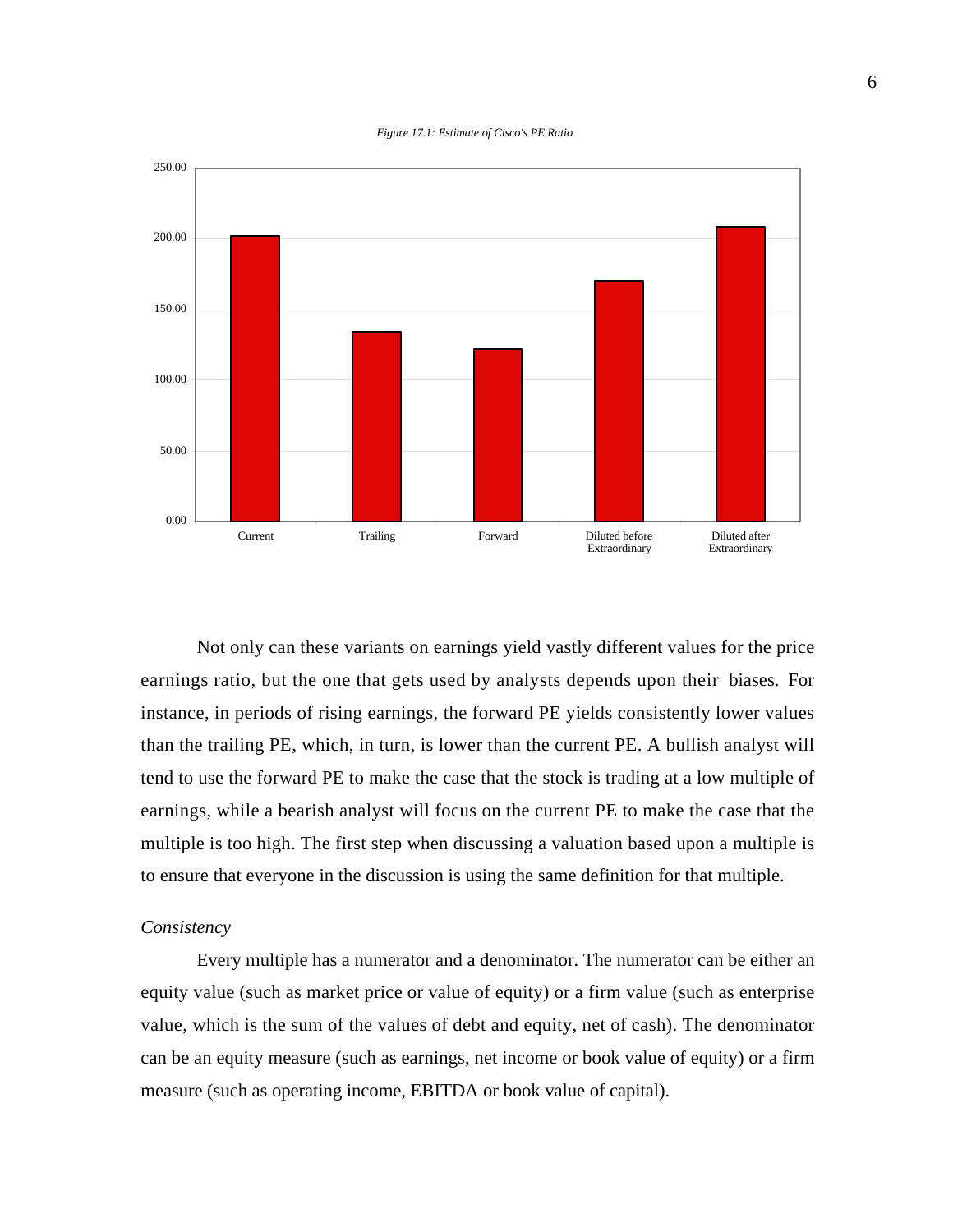*Figure 17.1: Estimate of Cisco's PE Ratio*

Not only can these variants on earnings yield vastly different values for the price earnings ratio, but the one that gets used by analysts depends upon their biases. For instance, in periods of rising earnings, the forward PE yields consistently lower values than the trailing PE, which, in turn, is lower than the current PE. A bullish analyst will tend to use the forward PE to make the case that the stock is trading at a low multiple of earnings, while a bearish analyst will focus on the current PE to make the case that the multiple is too high. The first step when discussing a valuation based upon a multiple is to ensure that everyone in the discussion is using the same definition for that multiple.

*Consistency*

Every multiple has a numerator and a denominator. The numerator can be either an equity value (such as market price or value of equity) or a firm value (such as enterprise value, which is the sum of the values of debt and equity, net of cash). The denominator can be an equity measure (such as earnings, net income or book value of equity) or a firm measure (such as operating income, EBITDA or book value of capital).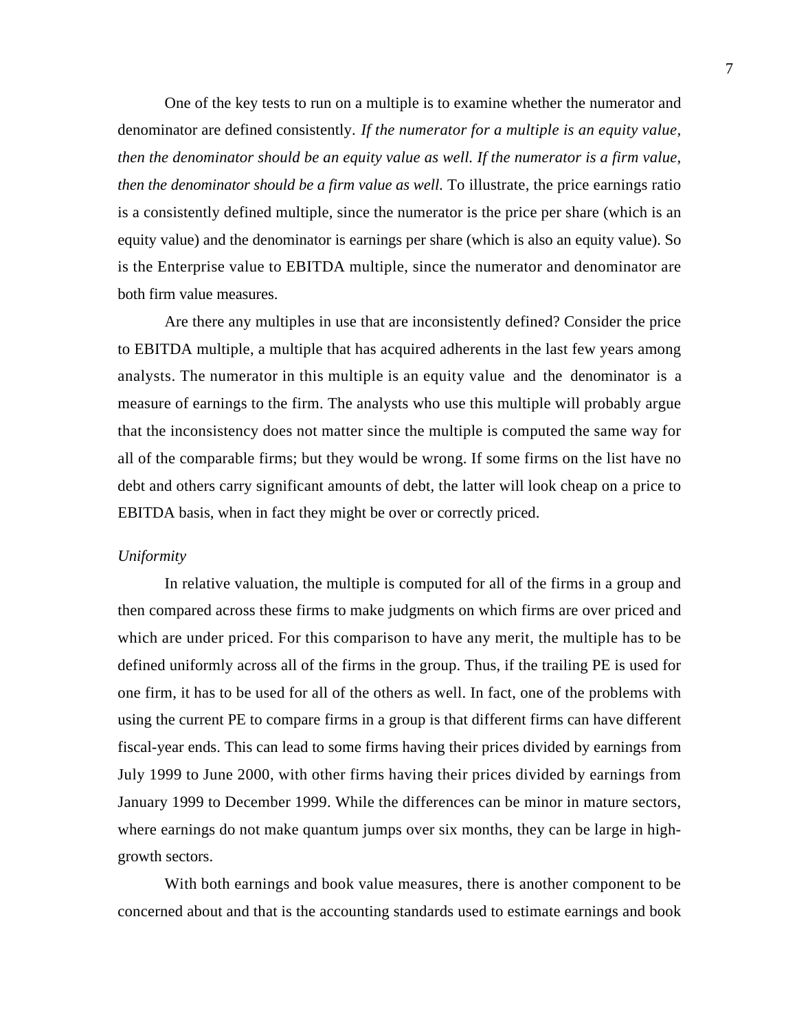One of the key tests to run on a multiple is to examine whether the numerator and denominator are defined consistently. *If the numerator for a multiple is an equity value, then the denominator should be an equity value as well. If the numerator is a firm value, then the denominator should be a firm value as well.* To illustrate, the price earnings ratio is a consistently defined multiple, since the numerator is the price per share (which is an equity value) and the denominator is earnings per share (which is also an equity value). So is the Enterprise value to EBITDA multiple, since the numerator and denominator are both firm value measures.

Are there any multiples in use that are inconsistently defined? Consider the price to EBITDA multiple, a multiple that has acquired adherents in the last few years among analysts. The numerator in this multiple is an equity value and the denominator is a measure of earnings to the firm. The analysts who use this multiple will probably argue that the inconsistency does not matter since the multiple is computed the same way for all of the comparable firms; but they would be wrong. If some firms on the list have no debt and others carry significant amounts of debt, the latter will look cheap on a price to EBITDA basis, when in fact they might be over or correctly priced.

*Uniformity*

In relative valuation, the multiple is computed for all of the firms in a group and then compared across these firms to make judgments on which firms are over priced and which are under priced. For this comparison to have any merit, the multiple has to be defined uniformly across all of the firms in the group. Thus, if the trailing PE is used for one firm, it has to be used for all of the others as well. In fact, one of the problems with using the current PE to compare firms in a group is that different firms can have different fiscal-year ends. This can lead to some firms having their prices divided by earnings from July 1999 to June 2000, with other firms having their prices divided by earnings from January 1999 to December 1999. While the differences can be minor in mature sectors, where earnings do not make quantum jumps over six months, they can be large in high-growth sectors.

With both earnings and book value measures, there is another component to be concerned about and that is the accounting standards used to estimate earnings and book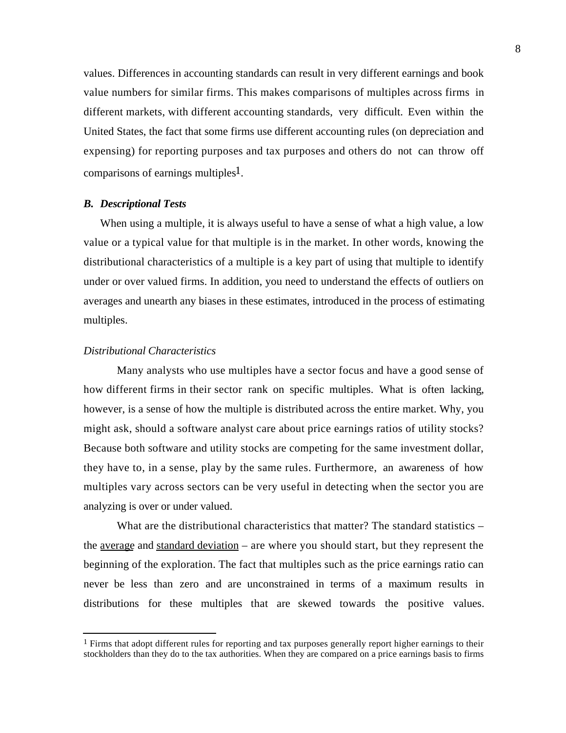values. Differences in accounting standards can result in very different earnings and book value numbers for similar firms. This makes comparisons of multiples across firms in different markets, with different accounting standards, very difficult. Even within the United States, the fact that some firms use different accounting rules (on depreciation and expensing) for reporting purposes and tax purposes and others do not can throw off comparisons of earnings multiples[1].

### *B. Descriptional Tests*

When using a multiple, it is always useful to have a sense of what a high value, a low value or a typical value for that multiple is in the market. In other words, knowing the distributional characteristics of a multiple is a key part of using that multiple to identify under or over valued firms. In addition, you need to understand the effects of outliers on averages and unearth any biases in these estimates, introduced in the process of estimating multiples.

#### *Distributional Characteristics*

Many analysts who use multiples have a sector focus and have a good sense of how different firms in their sector rank on specific multiples. What is often lacking, however, is a sense of how the multiple is distributed across the entire market. Why, you might ask, should a software analyst care about price earnings ratios of utility stocks? Because both software and utility stocks are competing for the same investment dollar, they have to, in a sense, play by the same rules. Furthermore, an awareness of how multiples vary across sectors can be very useful in detecting when the sector you are analyzing is over or under valued.

What are the distributional characteristics that matter? The standard statistics – the average and standard deviation – are where you should start, but they represent the beginning of the exploration. The fact that multiples such as the price earnings ratio can never be less than zero and are unconstrained in terms of a maximum results in distributions for these multiples that are skewed towards the positive values.

[1] Firms that adopt different rules for reporting and tax purposes generally report higher earnings to their stockholders than they do to the tax authorities. When they are compared on a price earnings basis to firms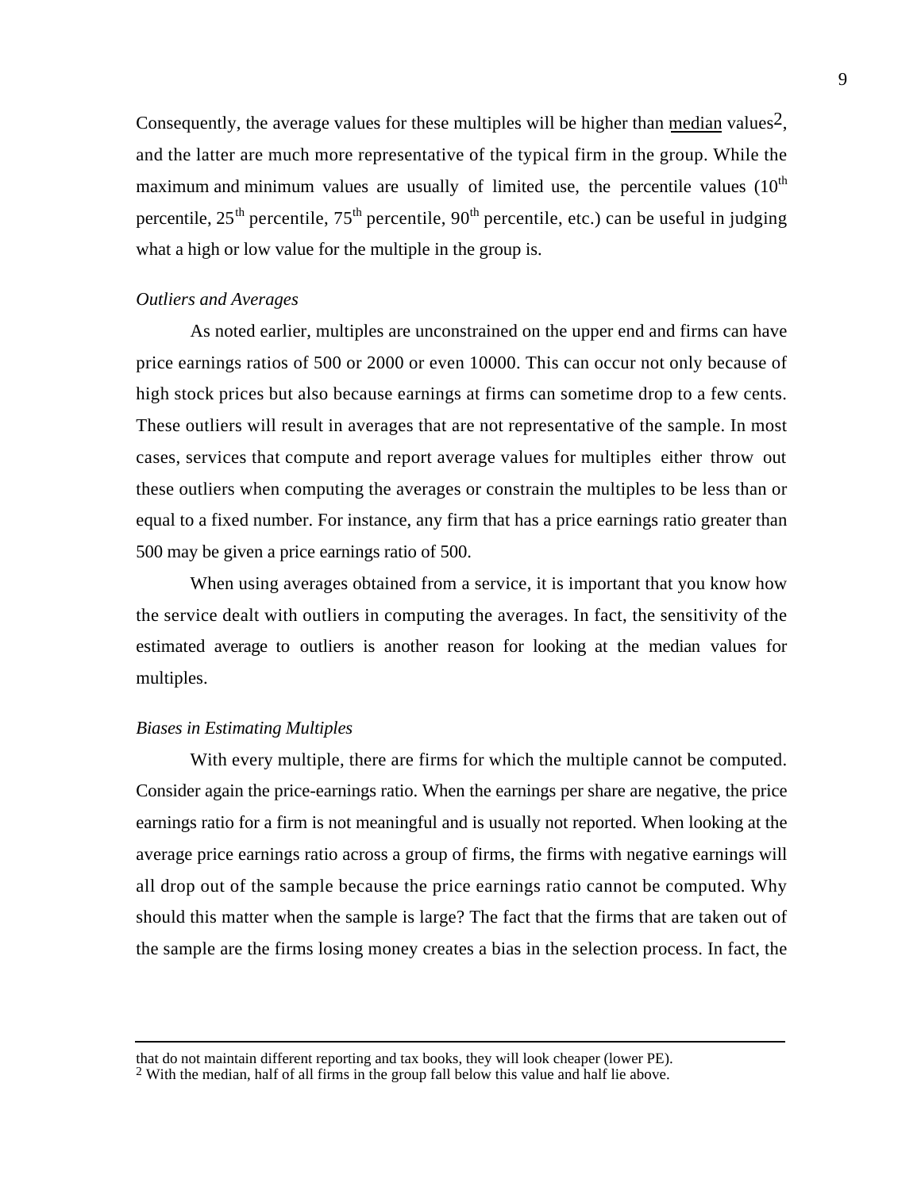Consequently, the average values for these multiples will be higher than median values[2], and the latter are much more representative of the typical firm in the group. While the maximum and minimum values are usually of limited use, the percentile values ($10^{th}$ percentile, $25^{th}$ percentile, $75^{th}$ percentile, $90^{th}$ percentile, etc.) can be useful in judging what a high or low value for the multiple in the group is.

*Outliers and Averages*

As noted earlier, multiples are unconstrained on the upper end and firms can have price earnings ratios of 500 or 2000 or even 10000. This can occur not only because of high stock prices but also because earnings at firms can sometime drop to a few cents. These outliers will result in averages that are not representative of the sample. In most cases, services that compute and report average values for multiples either throw out these outliers when computing the averages or constrain the multiples to be less than or equal to a fixed number. For instance, any firm that has a price earnings ratio greater than 500 may be given a price earnings ratio of 500.

When using averages obtained from a service, it is important that you know how the service dealt with outliers in computing the averages. In fact, the sensitivity of the estimated average to outliers is another reason for looking at the median values for multiples.

*Biases in Estimating Multiples*

With every multiple, there are firms for which the multiple cannot be computed. Consider again the price-earnings ratio. When the earnings per share are negative, the price earnings ratio for a firm is not meaningful and is usually not reported. When looking at the average price earnings ratio across a group of firms, the firms with negative earnings will all drop out of the sample because the price earnings ratio cannot be computed. Why should this matter when the sample is large? The fact that the firms that are taken out of the sample are the firms losing money creates a bias in the selection process. In fact, the

---

that do not maintain different reporting and tax books, they will look cheaper (lower PE).

[2] With the median, half of all firms in the group fall below this value and half lie above.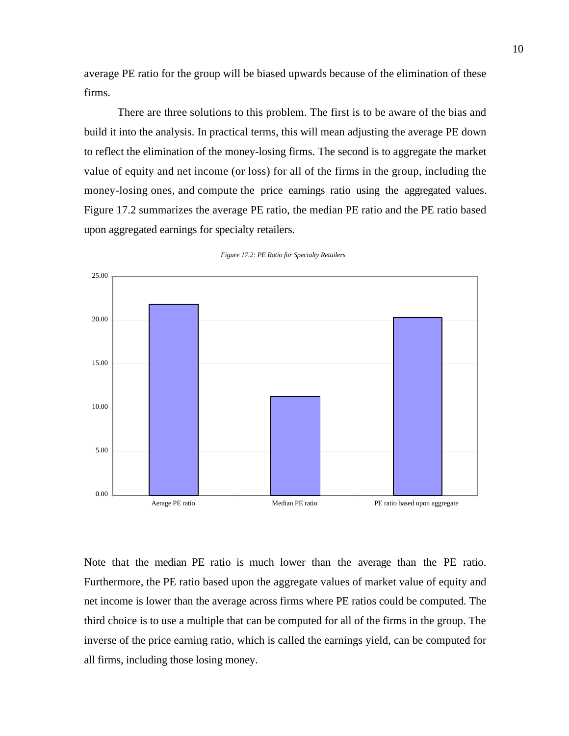average PE ratio for the group will be biased upwards because of the elimination of these firms.

There are three solutions to this problem. The first is to be aware of the bias and build it into the analysis. In practical terms, this will mean adjusting the average PE down to reflect the elimination of the money-losing firms. The second is to aggregate the market value of equity and net income (or loss) for all of the firms in the group, including the money-losing ones, and compute the price earnings ratio using the aggregated values. Figure 17.2 summarizes the average PE ratio, the median PE ratio and the PE ratio based upon aggregated earnings for specialty retailers.

*Figure 17.2: PE Ratio for Specialty Retailers*

Note that the median PE ratio is much lower than the average than the PE ratio. Furthermore, the PE ratio based upon the aggregate values of market value of equity and net income is lower than the average across firms where PE ratios could be computed. The third choice is to use a multiple that can be computed for all of the firms in the group. The inverse of the price earning ratio, which is called the earnings yield, can be computed for all firms, including those losing money.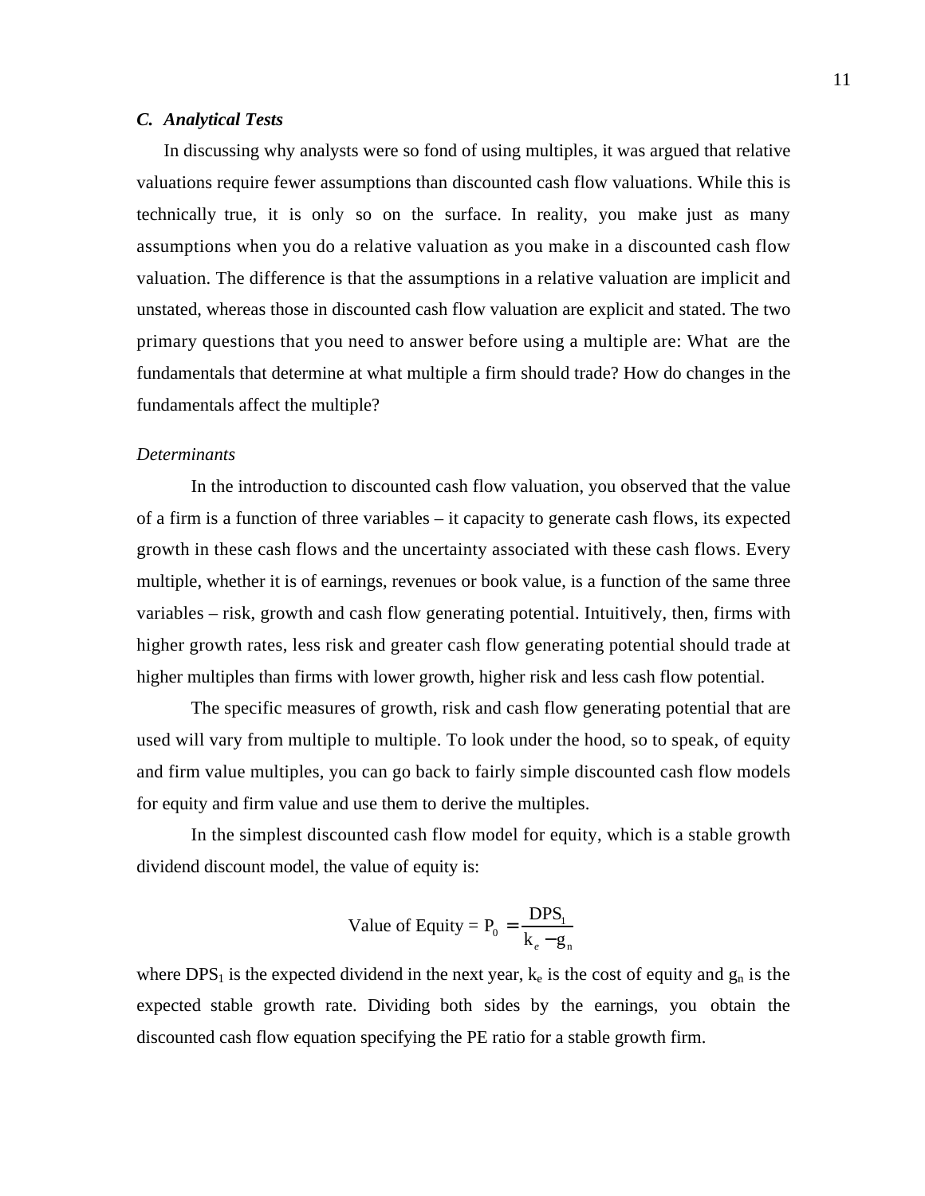### *C. Analytical Tests*

In discussing why analysts were so fond of using multiples, it was argued that relative valuations require fewer assumptions than discounted cash flow valuations. While this is technically true, it is only so on the surface. In reality, you make just as many assumptions when you do a relative valuation as you make in a discounted cash flow valuation. The difference is that the assumptions in a relative valuation are implicit and unstated, whereas those in discounted cash flow valuation are explicit and stated. The two primary questions that you need to answer before using a multiple are: What are the fundamentals that determine at what multiple a firm should trade? How do changes in the fundamentals affect the multiple?

*Determinants*

In the introduction to discounted cash flow valuation, you observed that the value of a firm is a function of three variables – it capacity to generate cash flows, its expected growth in these cash flows and the uncertainty associated with these cash flows. Every multiple, whether it is of earnings, revenues or book value, is a function of the same three variables – risk, growth and cash flow generating potential. Intuitively, then, firms with higher growth rates, less risk and greater cash flow generating potential should trade at higher multiples than firms with lower growth, higher risk and less cash flow potential.

The specific measures of growth, risk and cash flow generating potential that are used will vary from multiple to multiple. To look under the hood, so to speak, of equity and firm value multiples, you can go back to fairly simple discounted cash flow models for equity and firm value and use them to derive the multiples.

In the simplest discounted cash flow model for equity, which is a stable growth dividend discount model, the value of equity is:

$$\text{Value of Equity} = P_0 = \frac{DPS_1}{k_e - g_n}$$

where $DPS_1$ is the expected dividend in the next year, $k_e$ is the cost of equity and $g_n$ is the expected stable growth rate. Dividing both sides by the earnings, you obtain the discounted cash flow equation specifying the PE ratio for a stable growth firm.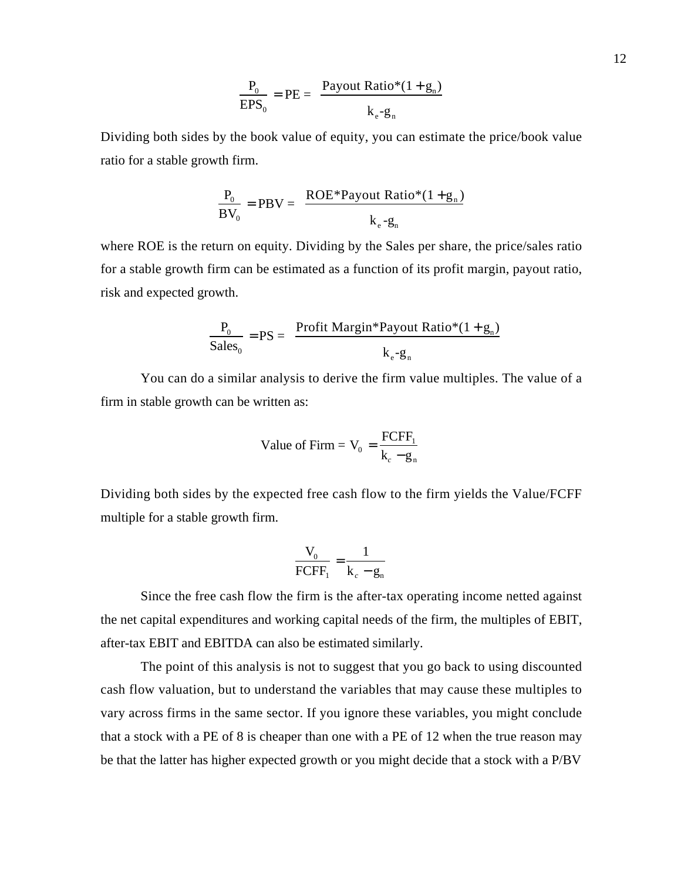$$\frac{P_0}{EPS_0} = PE = \frac{\text{Payout Ratio}*(1+g_n)}{k_e\text{-}g_n}$$

Dividing both sides by the book value of equity, you can estimate the price/book value ratio for a stable growth firm.

$$\frac{P_0}{BV_0} = PBV = \frac{\text{ROE}*\text{Payout Ratio}*(1+g_n)}{k_e\text{-}g_n}$$

where ROE is the return on equity. Dividing by the Sales per share, the price/sales ratio for a stable growth firm can be estimated as a function of its profit margin, payout ratio, risk and expected growth.

$$\frac{P_0}{Sales_0} = PS = \frac{\text{Profit Margin}*\text{Payout Ratio}*(1+g_n)}{k_e\text{-}g_n}$$

You can do a similar analysis to derive the firm value multiples. The value of a firm in stable growth can be written as:

$$\text{Value of Firm} = V_0 = \frac{FCFF_1}{k_c - g_n}$$

Dividing both sides by the expected free cash flow to the firm yields the Value/FCFF multiple for a stable growth firm.

$$\frac{V_0}{FCFF_1} = \frac{1}{k_c - g_n}$$

Since the free cash flow the firm is the after-tax operating income netted against the net capital expenditures and working capital needs of the firm, the multiples of EBIT, after-tax EBIT and EBITDA can also be estimated similarly.

The point of this analysis is not to suggest that you go back to using discounted cash flow valuation, but to understand the variables that may cause these multiples to vary across firms in the same sector. If you ignore these variables, you might conclude that a stock with a PE of 8 is cheaper than one with a PE of 12 when the true reason may be that the latter has higher expected growth or you might decide that a stock with a P/BV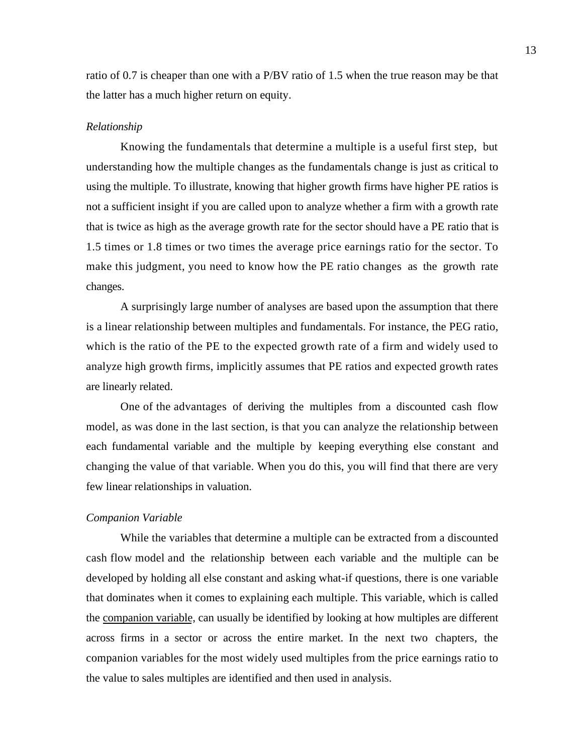ratio of 0.7 is cheaper than one with a P/BV ratio of 1.5 when the true reason may be that the latter has a much higher return on equity.

*Relationship*

Knowing the fundamentals that determine a multiple is a useful first step, but understanding how the multiple changes as the fundamentals change is just as critical to using the multiple. To illustrate, knowing that higher growth firms have higher PE ratios is not a sufficient insight if you are called upon to analyze whether a firm with a growth rate that is twice as high as the average growth rate for the sector should have a PE ratio that is 1.5 times or 1.8 times or two times the average price earnings ratio for the sector. To make this judgment, you need to know how the PE ratio changes as the growth rate changes.

A surprisingly large number of analyses are based upon the assumption that there is a linear relationship between multiples and fundamentals. For instance, the PEG ratio, which is the ratio of the PE to the expected growth rate of a firm and widely used to analyze high growth firms, implicitly assumes that PE ratios and expected growth rates are linearly related.

One of the advantages of deriving the multiples from a discounted cash flow model, as was done in the last section, is that you can analyze the relationship between each fundamental variable and the multiple by keeping everything else constant and changing the value of that variable. When you do this, you will find that there are very few linear relationships in valuation.

*Companion Variable*

While the variables that determine a multiple can be extracted from a discounted cash flow model and the relationship between each variable and the multiple can be developed by holding all else constant and asking what-if questions, there is one variable that dominates when it comes to explaining each multiple. This variable, which is called the companion variable, can usually be identified by looking at how multiples are different across firms in a sector or across the entire market. In the next two chapters, the companion variables for the most widely used multiples from the price earnings ratio to the value to sales multiples are identified and then used in analysis.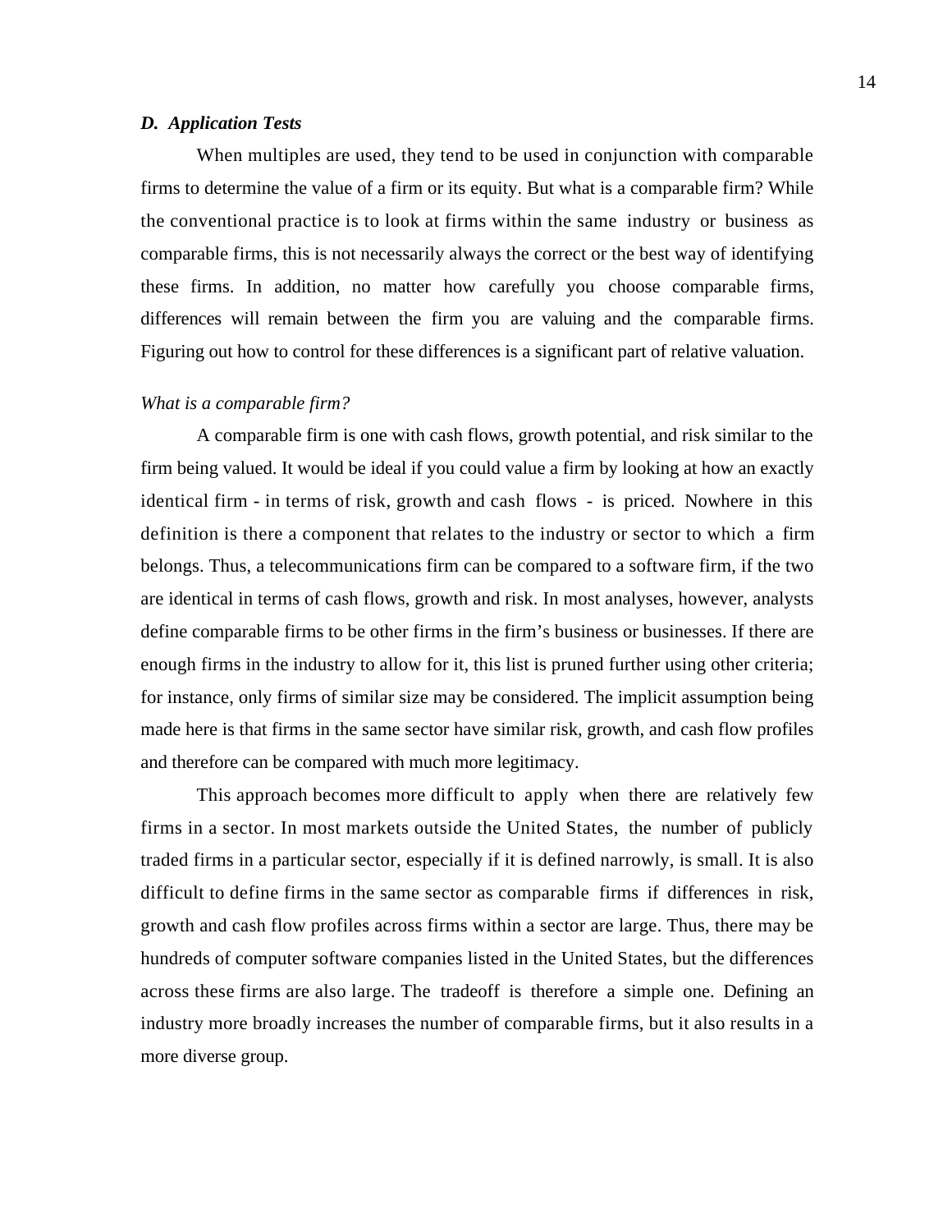### *D. Application Tests*

When multiples are used, they tend to be used in conjunction with comparable firms to determine the value of a firm or its equity. But what is a comparable firm? While the conventional practice is to look at firms within the same industry or business as comparable firms, this is not necessarily always the correct or the best way of identifying these firms. In addition, no matter how carefully you choose comparable firms, differences will remain between the firm you are valuing and the comparable firms. Figuring out how to control for these differences is a significant part of relative valuation.

*What is a comparable firm?*

A comparable firm is one with cash flows, growth potential, and risk similar to the firm being valued. It would be ideal if you could value a firm by looking at how an exactly identical firm - in terms of risk, growth and cash flows - is priced. Nowhere in this definition is there a component that relates to the industry or sector to which a firm belongs. Thus, a telecommunications firm can be compared to a software firm, if the two are identical in terms of cash flows, growth and risk. In most analyses, however, analysts define comparable firms to be other firms in the firm's business or businesses. If there are enough firms in the industry to allow for it, this list is pruned further using other criteria; for instance, only firms of similar size may be considered. The implicit assumption being made here is that firms in the same sector have similar risk, growth, and cash flow profiles and therefore can be compared with much more legitimacy.

This approach becomes more difficult to apply when there are relatively few firms in a sector. In most markets outside the United States, the number of publicly traded firms in a particular sector, especially if it is defined narrowly, is small. It is also difficult to define firms in the same sector as comparable firms if differences in risk, growth and cash flow profiles across firms within a sector are large. Thus, there may be hundreds of computer software companies listed in the United States, but the differences across these firms are also large. The tradeoff is therefore a simple one. Defining an industry more broadly increases the number of comparable firms, but it also results in a more diverse group.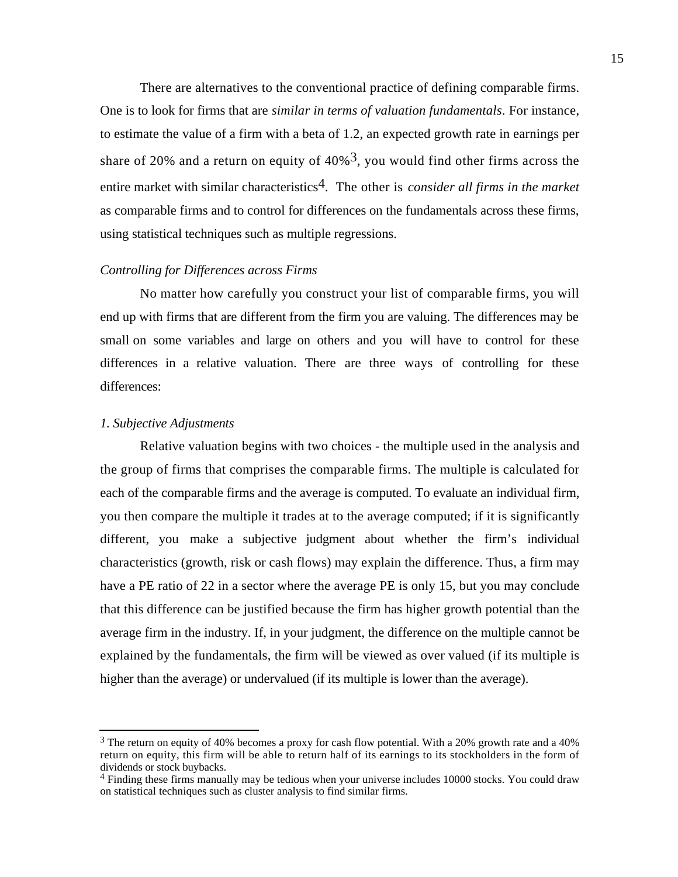There are alternatives to the conventional practice of defining comparable firms. One is to look for firms that are *similar in terms of valuation fundamentals*. For instance, to estimate the value of a firm with a beta of 1.2, an expected growth rate in earnings per share of 20% and a return on equity of 40%[3], you would find other firms across the entire market with similar characteristics[4]. The other is *consider all firms in the market* as comparable firms and to control for differences on the fundamentals across these firms, using statistical techniques such as multiple regressions.

*Controlling for Differences across Firms*

No matter how carefully you construct your list of comparable firms, you will end up with firms that are different from the firm you are valuing. The differences may be small on some variables and large on others and you will have to control for these differences in a relative valuation. There are three ways of controlling for these differences:

*1. Subjective Adjustments*

Relative valuation begins with two choices - the multiple used in the analysis and the group of firms that comprises the comparable firms. The multiple is calculated for each of the comparable firms and the average is computed. To evaluate an individual firm, you then compare the multiple it trades at to the average computed; if it is significantly different, you make a subjective judgment about whether the firm's individual characteristics (growth, risk or cash flows) may explain the difference. Thus, a firm may have a PE ratio of 22 in a sector where the average PE is only 15, but you may conclude that this difference can be justified because the firm has higher growth potential than the average firm in the industry. If, in your judgment, the difference on the multiple cannot be explained by the fundamentals, the firm will be viewed as over valued (if its multiple is higher than the average) or undervalued (if its multiple is lower than the average).

---

[3] The return on equity of 40% becomes a proxy for cash flow potential. With a 20% growth rate and a 40% return on equity, this firm will be able to return half of its earnings to its stockholders in the form of dividends or stock buybacks.

[4] Finding these firms manually may be tedious when your universe includes 10000 stocks. You could draw on statistical techniques such as cluster analysis to find similar firms.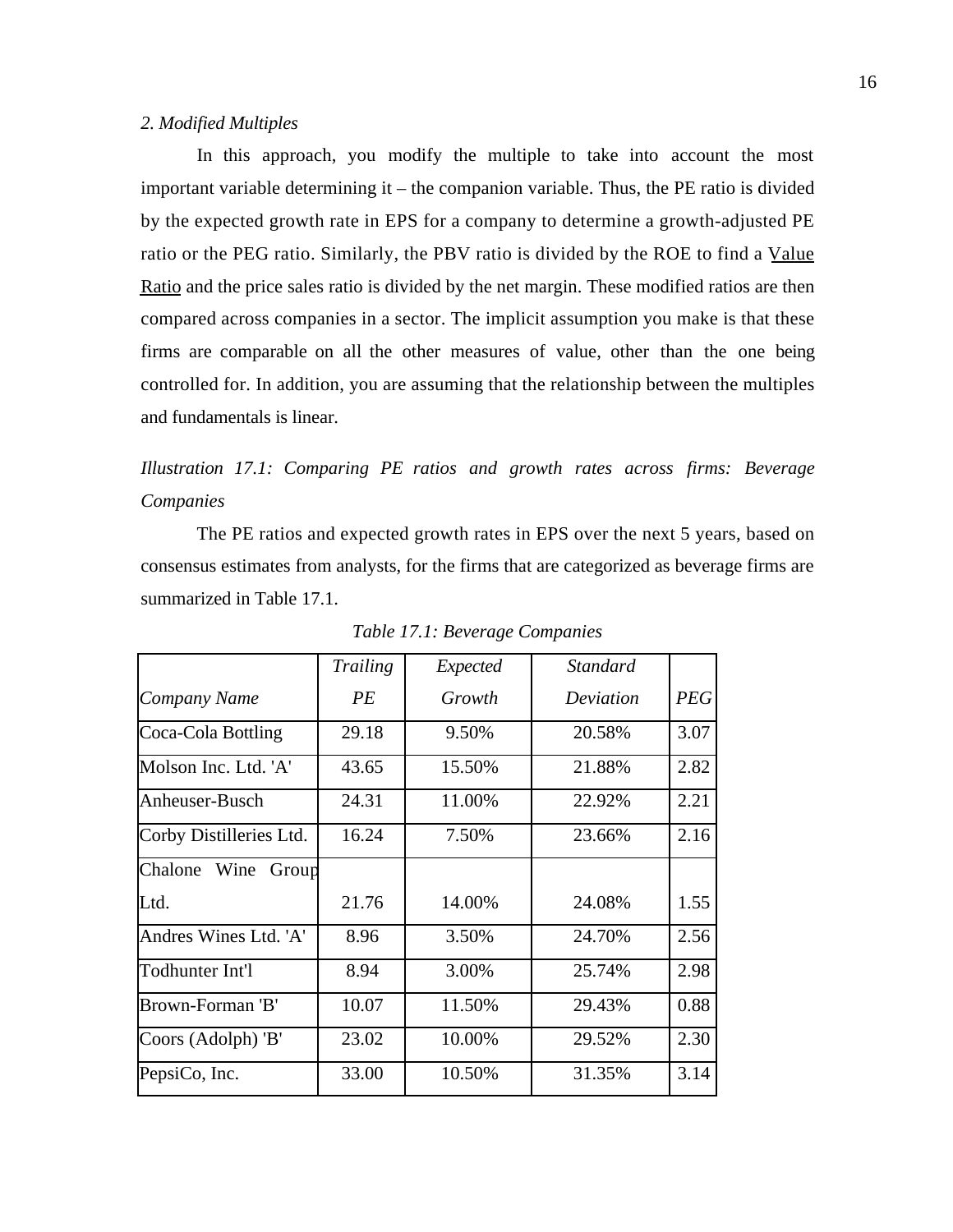*2. Modified Multiples*

In this approach, you modify the multiple to take into account the most important variable determining it – the companion variable. Thus, the PE ratio is divided by the expected growth rate in EPS for a company to determine a growth-adjusted PE ratio or the PEG ratio. Similarly, the PBV ratio is divided by the ROE to find a Value Ratio and the price sales ratio is divided by the net margin. These modified ratios are then compared across companies in a sector. The implicit assumption you make is that these firms are comparable on all the other measures of value, other than the one being controlled for. In addition, you are assuming that the relationship between the multiples and fundamentals is linear.

*Illustration 17.1: Comparing PE ratios and growth rates across firms: Beverage Companies*

The PE ratios and expected growth rates in EPS over the next 5 years, based on consensus estimates from analysts, for the firms that are categorized as beverage firms are summarized in Table 17.1.

*Table 17.1: Beverage Companies*

| *Company Name* | *Trailing PE* | *Expected Growth* | *Standard Deviation* | *PEG* |
|---|---|---|---|---|
| Coca-Cola Bottling | 29.18 | 9.50% | 20.58% | 3.07 |
| Molson Inc. Ltd. 'A' | 43.65 | 15.50% | 21.88% | 2.82 |
| Anheuser-Busch | 24.31 | 11.00% | 22.92% | 2.21 |
| Corby Distilleries Ltd. | 16.24 | 7.50% | 23.66% | 2.16 |
| Chalone Wine Group Ltd. | 21.76 | 14.00% | 24.08% | 1.55 |
| Andres Wines Ltd. 'A' | 8.96 | 3.50% | 24.70% | 2.56 |
| Todhunter Int'l | 8.94 | 3.00% | 25.74% | 2.98 |
| Brown-Forman 'B' | 10.07 | 11.50% | 29.43% | 0.88 |
| Coors (Adolph) 'B' | 23.02 | 10.00% | 29.52% | 2.30 |
| PepsiCo, Inc. | 33.00 | 10.50% | 31.35% | 3.14 |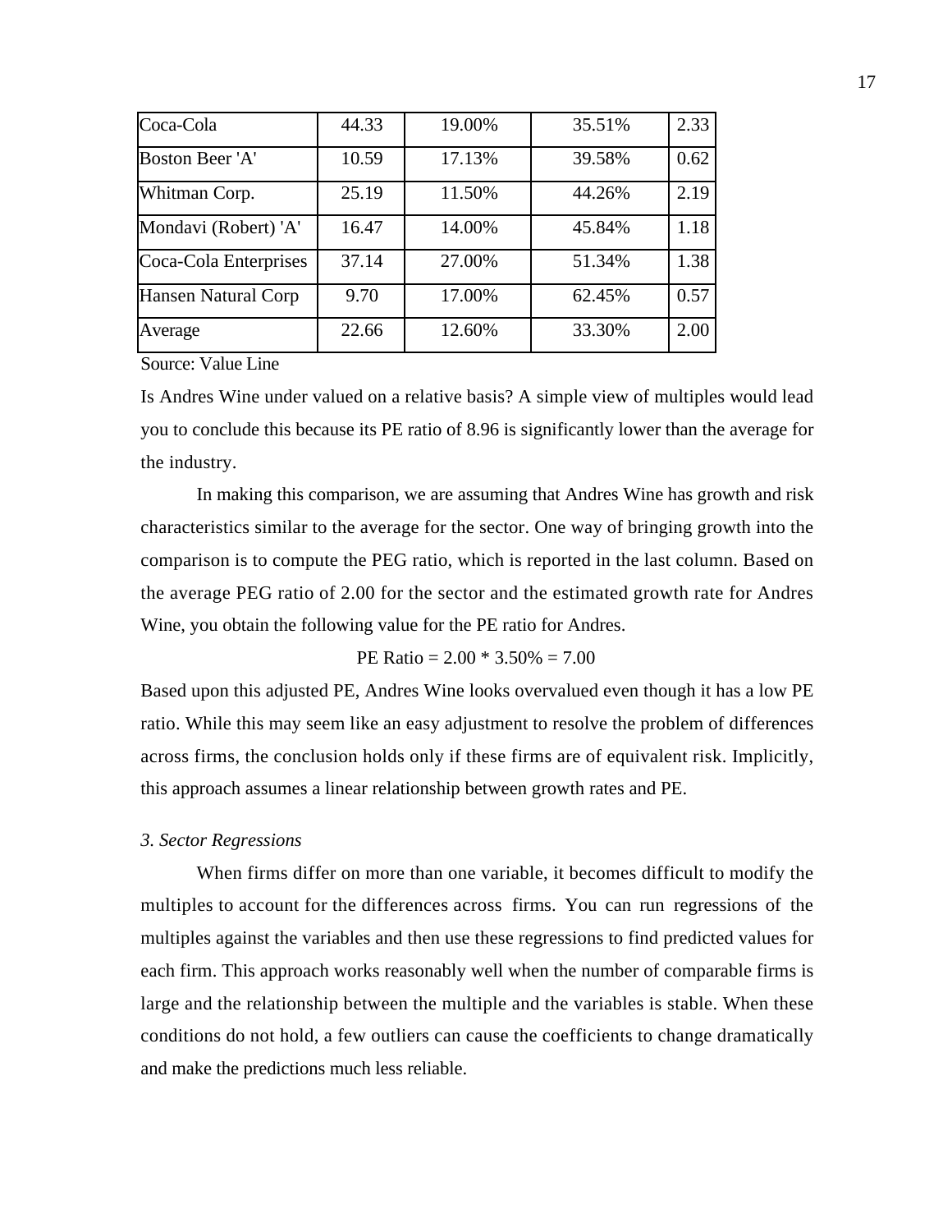| | | | | |
|---|---|---|---|---|
| Coca-Cola | 44.33 | 19.00% | 35.51% | 2.33 |
| Boston Beer 'A' | 10.59 | 17.13% | 39.58% | 0.62 |
| Whitman Corp. | 25.19 | 11.50% | 44.26% | 2.19 |
| Mondavi (Robert) 'A' | 16.47 | 14.00% | 45.84% | 1.18 |
| Coca-Cola Enterprises | 37.14 | 27.00% | 51.34% | 1.38 |
| Hansen Natural Corp | 9.70 | 17.00% | 62.45% | 0.57 |
| Average | 22.66 | 12.60% | 33.30% | 2.00 |

Source: Value Line

Is Andres Wine under valued on a relative basis? A simple view of multiples would lead you to conclude this because its PE ratio of 8.96 is significantly lower than the average for the industry.

In making this comparison, we are assuming that Andres Wine has growth and risk characteristics similar to the average for the sector. One way of bringing growth into the comparison is to compute the PEG ratio, which is reported in the last column. Based on the average PEG ratio of 2.00 for the sector and the estimated growth rate for Andres Wine, you obtain the following value for the PE ratio for Andres.

$$\text{PE Ratio} = 2.00 * 3.50\% = 7.00$$

Based upon this adjusted PE, Andres Wine looks overvalued even though it has a low PE ratio. While this may seem like an easy adjustment to resolve the problem of differences across firms, the conclusion holds only if these firms are of equivalent risk. Implicitly, this approach assumes a linear relationship between growth rates and PE.

### *3. Sector Regressions*

When firms differ on more than one variable, it becomes difficult to modify the multiples to account for the differences across firms. You can run regressions of the multiples against the variables and then use these regressions to find predicted values for each firm. This approach works reasonably well when the number of comparable firms is large and the relationship between the multiple and the variables is stable. When these conditions do not hold, a few outliers can cause the coefficients to change dramatically and make the predictions much less reliable.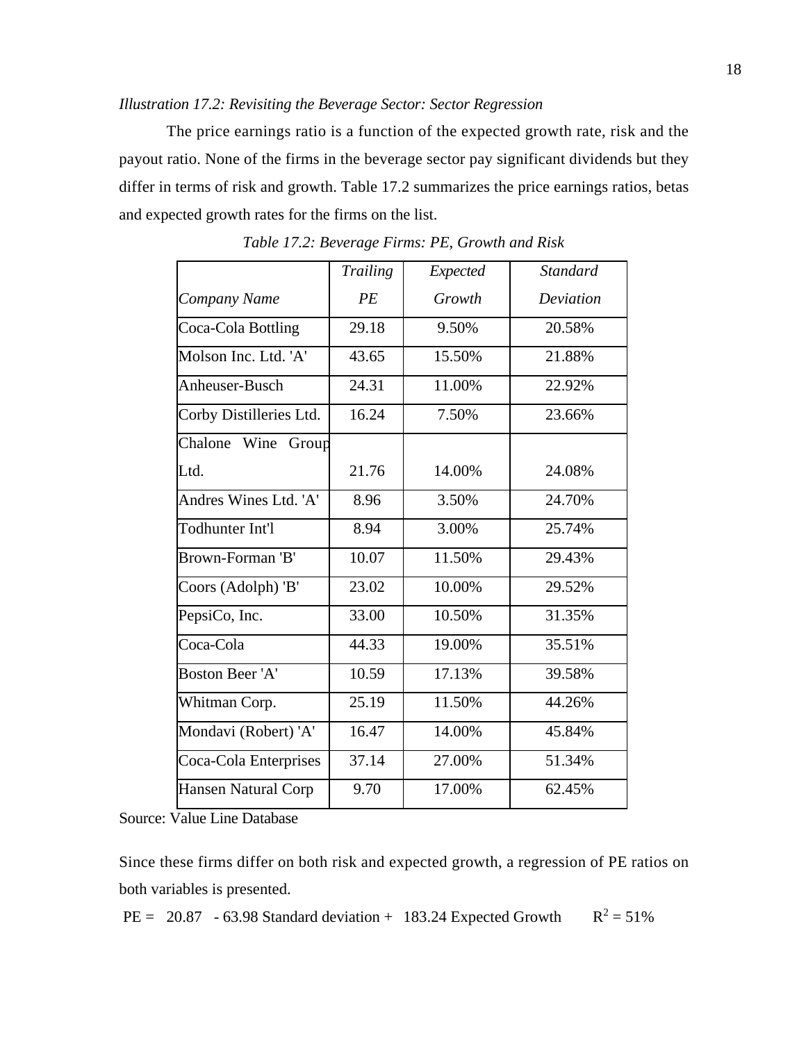*Illustration 17.2: Revisiting the Beverage Sector: Sector Regression*

The price earnings ratio is a function of the expected growth rate, risk and the payout ratio. None of the firms in the beverage sector pay significant dividends but they differ in terms of risk and growth. Table 17.2 summarizes the price earnings ratios, betas and expected growth rates for the firms on the list.

*Table 17.2: Beverage Firms: PE, Growth and Risk*

| *Company Name* | *Trailing PE* | *Expected Growth* | *Standard Deviation* |
|---|---|---|---|
| Coca-Cola Bottling | 29.18 | 9.50% | 20.58% |
| Molson Inc. Ltd. 'A' | 43.65 | 15.50% | 21.88% |
| Anheuser-Busch | 24.31 | 11.00% | 22.92% |
| Corby Distilleries Ltd. | 16.24 | 7.50% | 23.66% |
| Chalone Wine Group Ltd. | 21.76 | 14.00% | 24.08% |
| Andres Wines Ltd. 'A' | 8.96 | 3.50% | 24.70% |
| Todhunter Int'l | 8.94 | 3.00% | 25.74% |
| Brown-Forman 'B' | 10.07 | 11.50% | 29.43% |
| Coors (Adolph) 'B' | 23.02 | 10.00% | 29.52% |
| PepsiCo, Inc. | 33.00 | 10.50% | 31.35% |
| Coca-Cola | 44.33 | 19.00% | 35.51% |
| Boston Beer 'A' | 10.59 | 17.13% | 39.58% |
| Whitman Corp. | 25.19 | 11.50% | 44.26% |
| Mondavi (Robert) 'A' | 16.47 | 14.00% | 45.84% |
| Coca-Cola Enterprises | 37.14 | 27.00% | 51.34% |
| Hansen Natural Corp | 9.70 | 17.00% | 62.45% |

Source: Value Line Database

Since these firms differ on both risk and expected growth, a regression of PE ratios on both variables is presented.

$$PE = 20.87 - 63.98 \text{ Standard deviation} + 183.24 \text{ Expected Growth} \qquad R^2 = 51\%$$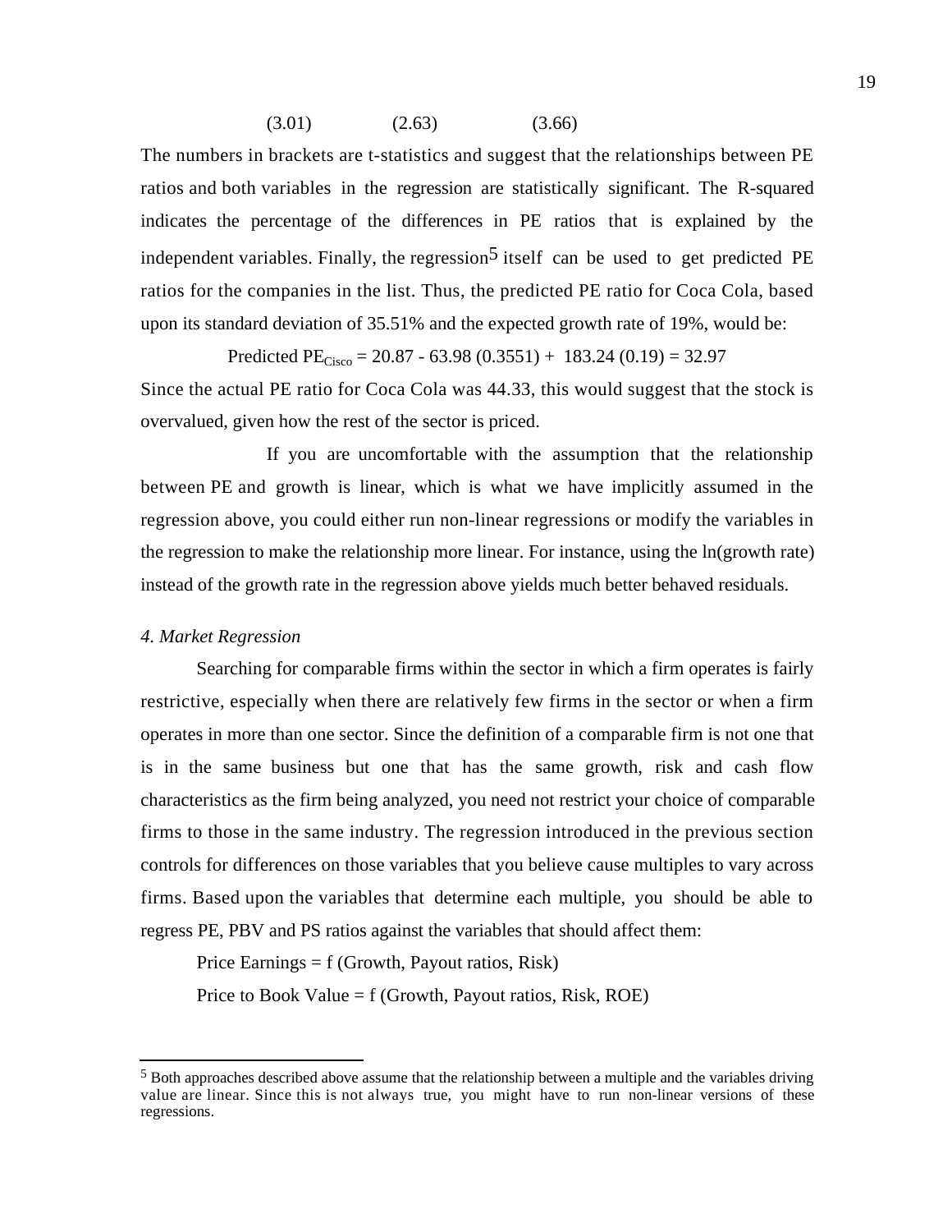(3.01) (2.63) (3.66)

The numbers in brackets are t-statistics and suggest that the relationships between PE ratios and both variables in the regression are statistically significant. The R-squared indicates the percentage of the differences in PE ratios that is explained by the independent variables. Finally, the regression[5] itself can be used to get predicted PE ratios for the companies in the list. Thus, the predicted PE ratio for Coca Cola, based upon its standard deviation of 35.51% and the expected growth rate of 19%, would be:

$$\text{Predicted } PE_{Cisco} = 20.87 - 63.98\ (0.3551) + 183.24\ (0.19) = 32.97$$

Since the actual PE ratio for Coca Cola was 44.33, this would suggest that the stock is overvalued, given how the rest of the sector is priced.

If you are uncomfortable with the assumption that the relationship between PE and growth is linear, which is what we have implicitly assumed in the regression above, you could either run non-linear regressions or modify the variables in the regression to make the relationship more linear. For instance, using the ln(growth rate) instead of the growth rate in the regression above yields much better behaved residuals.

*4. Market Regression*

Searching for comparable firms within the sector in which a firm operates is fairly restrictive, especially when there are relatively few firms in the sector or when a firm operates in more than one sector. Since the definition of a comparable firm is not one that is in the same business but one that has the same growth, risk and cash flow characteristics as the firm being analyzed, you need not restrict your choice of comparable firms to those in the same industry. The regression introduced in the previous section controls for differences on those variables that you believe cause multiples to vary across firms. Based upon the variables that determine each multiple, you should be able to regress PE, PBV and PS ratios against the variables that should affect them:

Price Earnings = f (Growth, Payout ratios, Risk)

Price to Book Value = f (Growth, Payout ratios, Risk, ROE)

---

[5] Both approaches described above assume that the relationship between a multiple and the variables driving value are linear. Since this is not always true, you might have to run non-linear versions of these regressions.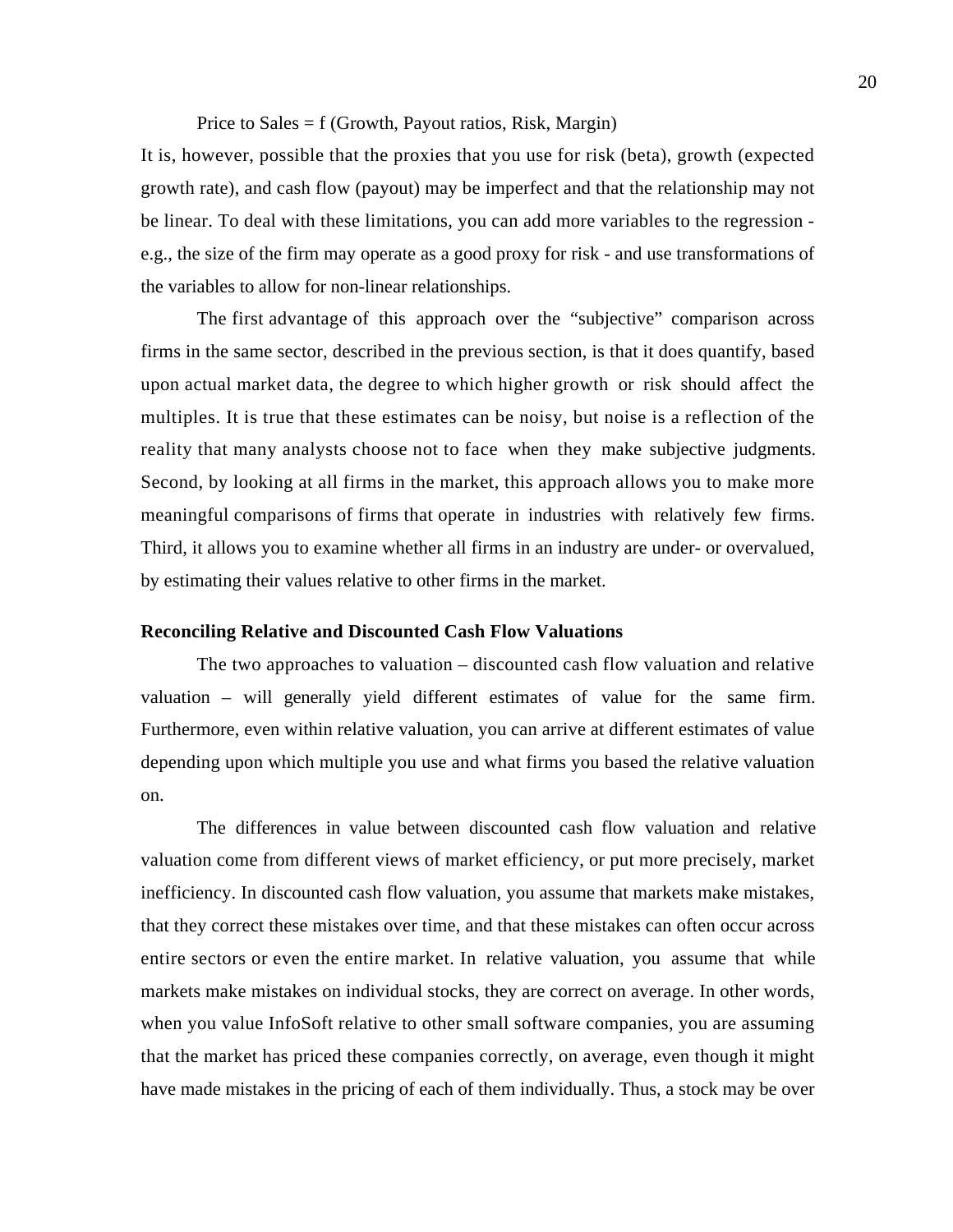Price to Sales = f (Growth, Payout ratios, Risk, Margin)

It is, however, possible that the proxies that you use for risk (beta), growth (expected growth rate), and cash flow (payout) may be imperfect and that the relationship may not be linear. To deal with these limitations, you can add more variables to the regression - e.g., the size of the firm may operate as a good proxy for risk - and use transformations of the variables to allow for non-linear relationships.

The first advantage of this approach over the "subjective" comparison across firms in the same sector, described in the previous section, is that it does quantify, based upon actual market data, the degree to which higher growth or risk should affect the multiples. It is true that these estimates can be noisy, but noise is a reflection of the reality that many analysts choose not to face when they make subjective judgments. Second, by looking at all firms in the market, this approach allows you to make more meaningful comparisons of firms that operate in industries with relatively few firms. Third, it allows you to examine whether all firms in an industry are under- or overvalued, by estimating their values relative to other firms in the market.

**Reconciling Relative and Discounted Cash Flow Valuations**

The two approaches to valuation – discounted cash flow valuation and relative valuation – will generally yield different estimates of value for the same firm. Furthermore, even within relative valuation, you can arrive at different estimates of value depending upon which multiple you use and what firms you based the relative valuation on.

The differences in value between discounted cash flow valuation and relative valuation come from different views of market efficiency, or put more precisely, market inefficiency. In discounted cash flow valuation, you assume that markets make mistakes, that they correct these mistakes over time, and that these mistakes can often occur across entire sectors or even the entire market. In relative valuation, you assume that while markets make mistakes on individual stocks, they are correct on average. In other words, when you value InfoSoft relative to other small software companies, you are assuming that the market has priced these companies correctly, on average, even though it might have made mistakes in the pricing of each of them individually. Thus, a stock may be over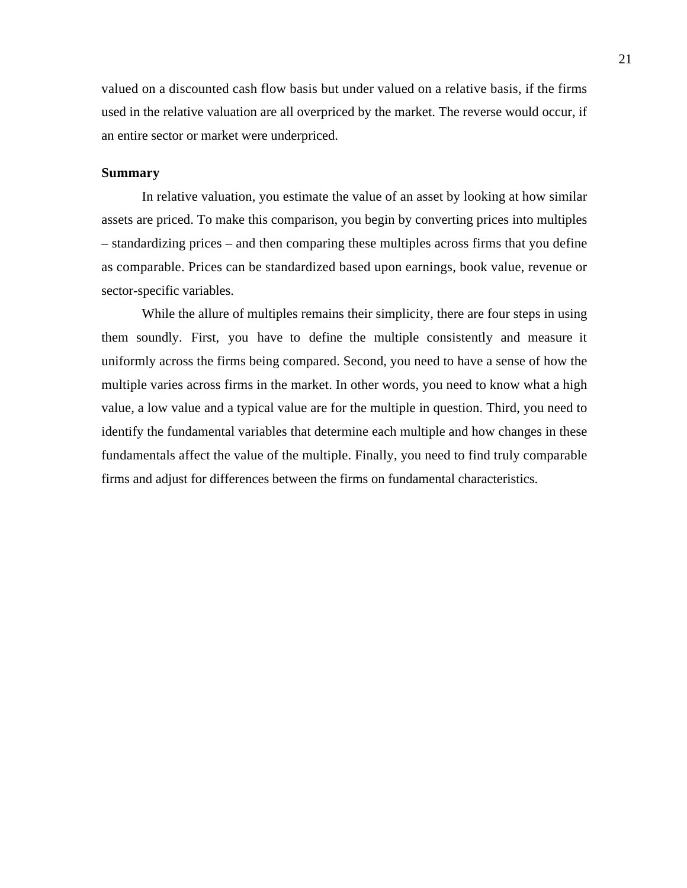valued on a discounted cash flow basis but under valued on a relative basis, if the firms used in the relative valuation are all overpriced by the market. The reverse would occur, if an entire sector or market were underpriced.

**Summary**

In relative valuation, you estimate the value of an asset by looking at how similar assets are priced. To make this comparison, you begin by converting prices into multiples – standardizing prices – and then comparing these multiples across firms that you define as comparable. Prices can be standardized based upon earnings, book value, revenue or sector-specific variables.

While the allure of multiples remains their simplicity, there are four steps in using them soundly. First, you have to define the multiple consistently and measure it uniformly across the firms being compared. Second, you need to have a sense of how the multiple varies across firms in the market. In other words, you need to know what a high value, a low value and a typical value are for the multiple in question. Third, you need to identify the fundamental variables that determine each multiple and how changes in these fundamentals affect the value of the multiple. Finally, you need to find truly comparable firms and adjust for differences between the firms on fundamental characteristics.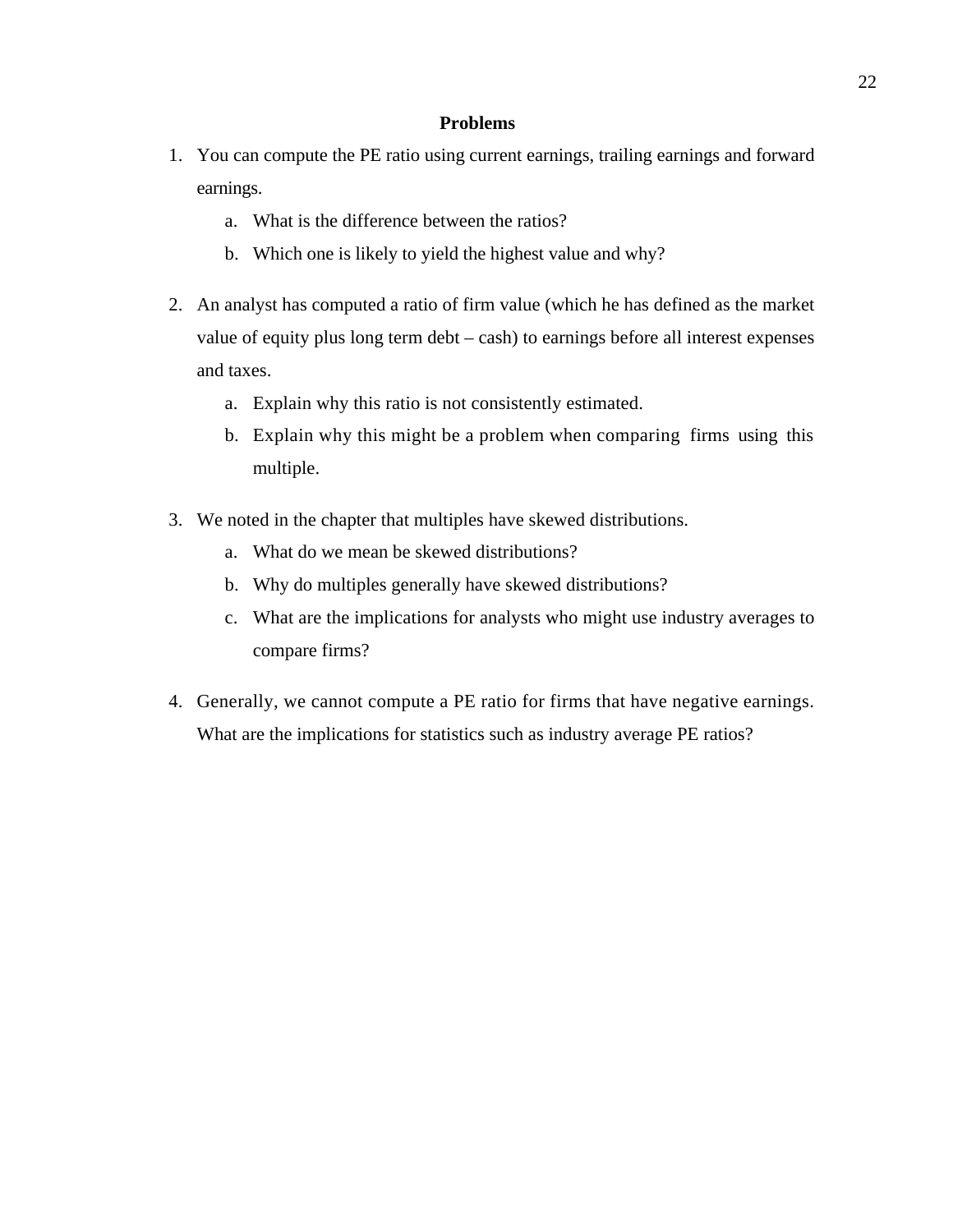## Problems

1. You can compute the PE ratio using current earnings, trailing earnings and forward earnings.
   a. What is the difference between the ratios?
   b. Which one is likely to yield the highest value and why?

2. An analyst has computed a ratio of firm value (which he has defined as the market value of equity plus long term debt – cash) to earnings before all interest expenses and taxes.
   a. Explain why this ratio is not consistently estimated.
   b. Explain why this might be a problem when comparing firms using this multiple.

3. We noted in the chapter that multiples have skewed distributions.
   a. What do we mean be skewed distributions?
   b. Why do multiples generally have skewed distributions?
   c. What are the implications for analysts who might use industry averages to compare firms?

4. Generally, we cannot compute a PE ratio for firms that have negative earnings. What are the implications for statistics such as industry average PE ratios?